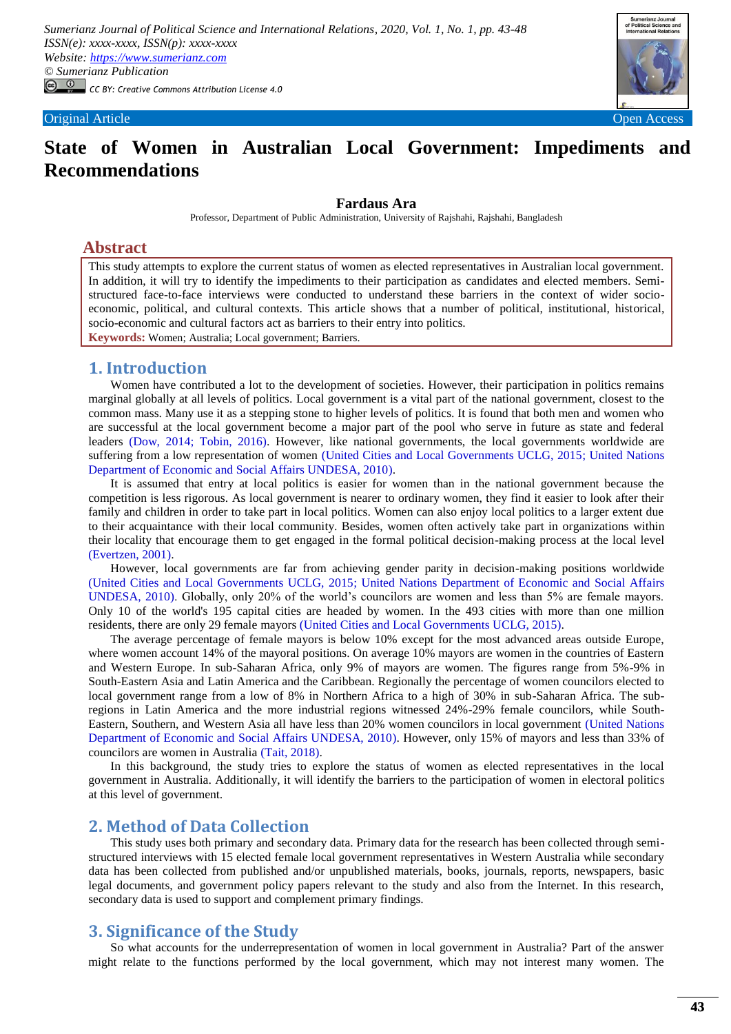Original Article

Open Access

# State of Women in Australian Local Government: Impediments and Recommendations

**Fardaus Ara**

Professor, Department of Public Administration, University of Rajshahi, Rajshahi, Bangladesh

## Abstract

This study attempts to explore the current status of women as elected representatives in Australian local government. In addition, it will try to identify the impediments to their participation as candidates and elected members. Semi-structured face-to-face interviews were conducted to understand these barriers in the context of wider socio-economic, political, and cultural contexts. This article shows that a number of political, institutional, historical, socio-economic and cultural factors act as barriers to their entry into politics.

**Keywords:** Women; Australia; Local government; Barriers.

## 1. Introduction

Women have contributed a lot to the development of societies. However, their participation in politics remains marginal globally at all levels of politics. Local government is a vital part of the national government, closest to the common mass. Many use it as a stepping stone to higher levels of politics. It is found that both men and women who are successful at the local government become a major part of the pool who serve in future as state and federal leaders (Dow, 2014; Tobin, 2016). However, like national governments, the local governments worldwide are suffering from a low representation of women (United Cities and Local Governments UCLG, 2015; United Nations Department of Economic and Social Affairs UNDESA, 2010).

It is assumed that entry in local politics is easier for women than in the national government because the competition is less rigorous. As local government is nearer to ordinary women, they find it easier to look after their family and children in order to take part in local politics. Women can also enjoy local politics to a larger extent due to their acquaintance with their local community. Besides, women often actively take part in organizations within their locality that encourage them to get engaged in the formal political decision-making process at the local level (Evertzen, 2001).

However, local governments are far from achieving gender parity in decision-making positions worldwide (United Cities and Local Governments UCLG, 2015; United Nations Department of Economic and Social Affairs UNDESA, 2010). Globally, only 20% of the world's councilors are women and less than 5% are female mayors. Only 10 of the world's 195 capital cities are headed by women. In the 493 cities with more than one million residents, there are only 29 female mayors (United Cities and Local Governments UCLG, 2015).

The average percentage of female mayors is below 10% except for the most advanced areas outside Europe, where women account 14% of the mayoral positions. On average 10% mayors are women in the countries of Eastern and Western Europe. In sub-Saharan Africa, only 9% of mayors are women. The figures range from 5%-9% in South-Eastern Asia and Latin America and the Caribbean. Regionally the percentage of women councilors elected to local government range from a low of 8% in Northern Africa to a high of 30% in sub-Saharan Africa. The sub-regions in Latin America and the more industrial regions witnessed 24%-29% female councilors, while South-Eastern, Southern, and Western Asia all have less than 20% women councilors in local government (United Nations Department of Economic and Social Affairs UNDESA, 2010). However, only 15% of mayors and less than 33% of councilors are women in Australia (Tait, 2018).

In this background, the study tries to explore the status of women as elected representatives in the local government in Australia. Additionally, it will identify the barriers to the participation of women in electoral politics at this level of government.

## 2. Method of Data Collection

This study uses both primary and secondary data. Primary data for the research has been collected through semi-structured interviews with 15 elected female local government representatives in Western Australia while secondary data has been collected from published and/or unpublished materials, books, journals, reports, newspapers, basic legal documents, and government policy papers relevant to the study and also from the Internet. In this research, secondary data is used to support and complement primary findings.

## 3. Significance of the Study

So what accounts for the underrepresentation of women in local government in Australia? Part of the answer might relate to the functions performed by the local government, which may not interest many women. The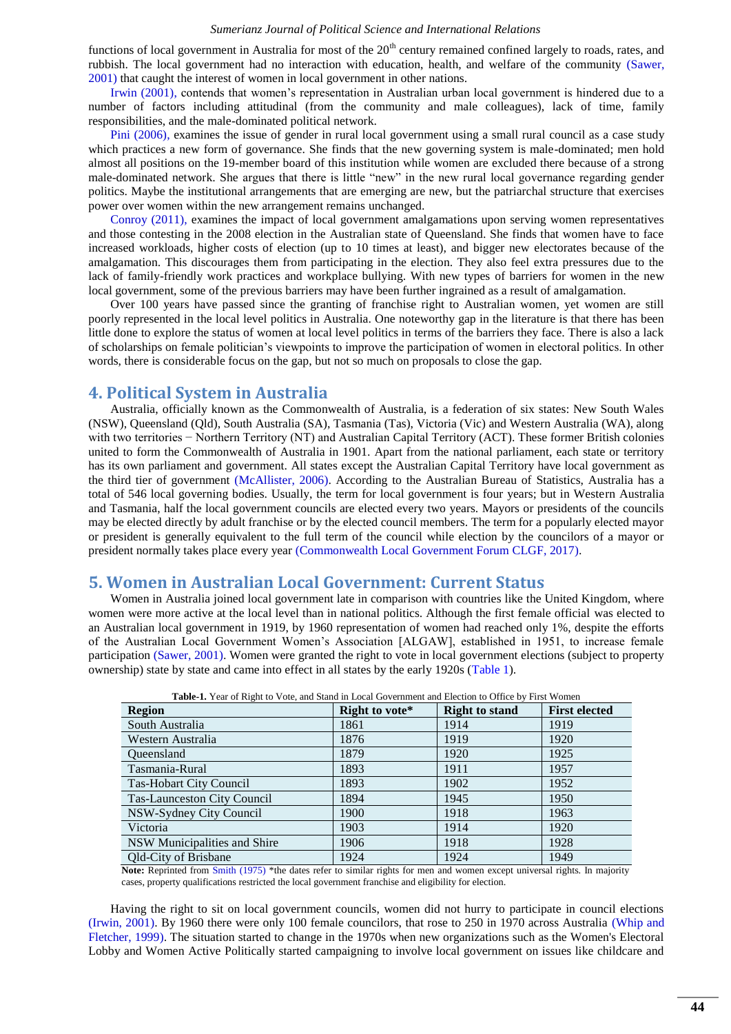functions of local government in Australia for most of the 20th century remained confined largely to roads, rates, and rubbish. The local government had no interaction with education, health, and welfare of the community (Sawer, 2001) that caught the interest of women in local government in other nations.

Irwin (2001), contends that women's representation in Australian urban local government is hindered due to a number of factors including attitudinal (from the community and male colleagues), lack of time, family responsibilities, and the male-dominated political network.

Pini (2006), examines the issue of gender in rural local government using a small rural council as a case study which practices a new form of governance. She finds that the new governing system is male-dominated; men hold almost all positions on the 19-member board of this institution while women are excluded there because of a strong male-dominated network. She argues that there is little "new" in the new rural local governance regarding gender politics. Maybe the institutional arrangements that are emerging are new, but the patriarchal structure that exercises power over women within the new arrangement remains unchanged.

Conroy (2011), examines the impact of local government amalgamations upon serving women representatives and those contesting in the 2008 election in the Australian state of Queensland. She finds that women have to face increased workloads, higher costs of election (up to 10 times at least), and bigger new electorates because of the amalgamation. This discourages them from participating in the election. They also feel extra pressures due to the lack of family-friendly work practices and workplace bullying. With new types of barriers for women in the new local government, some of the previous barriers may have been further ingrained as a result of amalgamation.

Over 100 years have passed since the granting of franchise right to Australian women, yet women are still poorly represented in the local level politics in Australia. One noteworthy gap in the literature is that there has been little done to explore the status of women at local level politics in terms of the barriers they face. There is also a lack of scholarships on female politician's viewpoints to improve the participation of women in electoral politics. In other words, there is considerable focus on the gap, but not so much on proposals to close the gap.

## 4. Political System in Australia

Australia, officially known as the Commonwealth of Australia, is a federation of six states: New South Wales (NSW), Queensland (Qld), South Australia (SA), Tasmania (Tas), Victoria (Vic) and Western Australia (WA), along with two territories − Northern Territory (NT) and Australian Capital Territory (ACT). These former British colonies united to form the Commonwealth of Australia in 1901. Apart from the national parliament, each state or territory has its own parliament and government. All states except the Australian Capital Territory have local government as the third tier of government (McAllister, 2006). According to the Australian Bureau of Statistics, Australia has a total of 546 local governing bodies. Usually, the term for local government is four years; but in Western Australia and Tasmania, half the local government councils are elected every two years. Mayors or presidents of the councils may be elected directly by adult franchise or by the elected council members. The term for a popularly elected mayor or president is generally equivalent to the full term of the council while election by the councilors of a mayor or president normally takes place every year (Commonwealth Local Government Forum CLGF, 2017).

## 5. Women in Australian Local Government: Current Status

Women in Australia joined local government late in comparison with countries like the United Kingdom, where women were more active at the local level than in national politics. Although the first female official was elected to an Australian local government in 1919, by 1960 representation of women had reached only 1%, despite the efforts of the Australian Local Government Women's Association [ALGAW], established in 1951, to increase female participation (Sawer, 2001). Women were granted the right to vote in local government elections (subject to property ownership) state by state and came into effect in all states by the early 1920s (Table 1).

**Table-1.** Year of Right to Vote, and Stand in Local Government and Election to Office by First Women

| Region | Right to vote* | Right to stand | First elected |
|---|---|---|---|
| South Australia | 1861 | 1914 | 1919 |
| Western Australia | 1876 | 1919 | 1920 |
| Queensland | 1879 | 1920 | 1925 |
| Tasmania-Rural | 1893 | 1911 | 1957 |
| Tas-Hobart City Council | 1893 | 1902 | 1952 |
| Tas-Launceston City Council | 1894 | 1945 | 1950 |
| NSW-Sydney City Council | 1900 | 1918 | 1963 |
| Victoria | 1903 | 1914 | 1920 |
| NSW Municipalities and Shire | 1906 | 1918 | 1928 |
| Qld-City of Brisbane | 1924 | 1924 | 1949 |

**Note:** Reprinted from Smith (1975) *the dates refer to similar rights for men and women except universal rights. In majority cases, property qualifications restricted the local government franchise and eligibility for election.

Having the right to sit on local government councils, women did not hurry to participate in council elections (Irwin, 2001). By 1960 there were only 100 female councilors, that rose to 250 in 1970 across Australia (Whip and Fletcher, 1999). The situation started to change in the 1970s when new organizations such as the Women's Electoral Lobby and Women Active Politically started campaigning to involve local government on issues like childcare and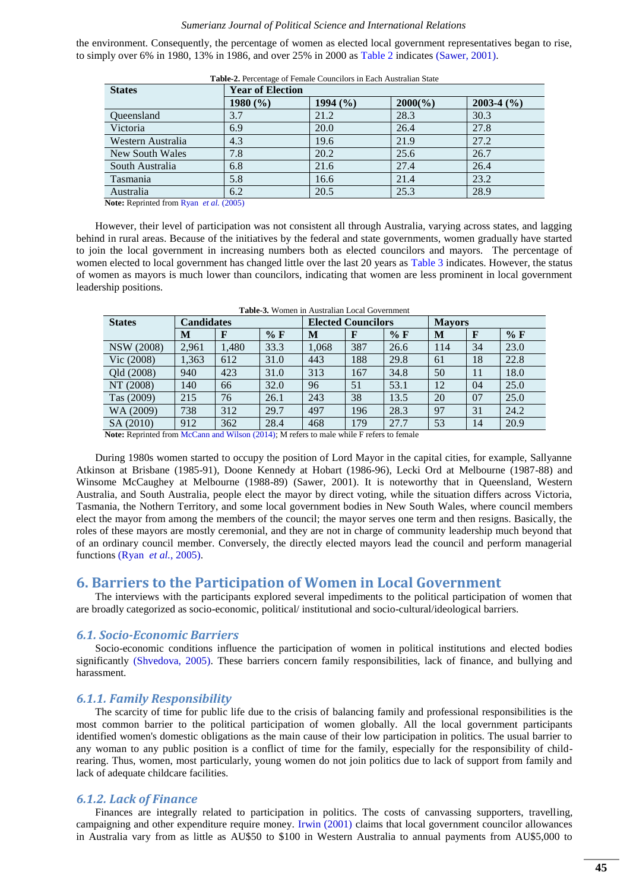the environment. Consequently, the percentage of women as elected local government representatives began to rise, to simply over 6% in 1980, 13% in 1986, and over 25% in 2000 as Table 2 indicates (Sawer, 2001).

**Table-2.** Percentage of Female Councilors in Each Australian State

| States | Year of Election | | | |
|---|---|---|---|---|
| | 1980 (%) | 1994 (%) | 2000(%) | 2003-4 (%) |
| Queensland | 3.7 | 21.2 | 28.3 | 30.3 |
| Victoria | 6.9 | 20.0 | 26.4 | 27.8 |
| Western Australia | 4.3 | 19.6 | 21.9 | 27.2 |
| New South Wales | 7.8 | 20.2 | 25.6 | 26.7 |
| South Australia | 6.8 | 21.6 | 27.4 | 26.4 |
| Tasmania | 5.8 | 16.6 | 21.4 | 23.2 |
| Australia | 6.2 | 20.5 | 25.3 | 28.9 |

**Note:** Reprinted from Ryan *et al.* (2005)

However, their level of participation was not consistent all through Australia, varying across states, and lagging behind in rural areas. Because of the initiatives by the federal and state governments, women gradually have started to join the local government in increasing numbers both as elected councilors and mayors. The percentage of women elected to local government has changed little over the last 20 years as Table 3 indicates. However, the status of women as mayors is much lower than councilors, indicating that women are less prominent in local government leadership positions.

**Table-3.** Women in Australian Local Government

| States | Candidates | | | Elected Councilors | | | Mayors | | |
|---|---|---|---|---|---|---|---|---|---|
| | M | F | % F | M | F | % F | M | F | % F |
| NSW (2008) | 2,961 | 1,480 | 33.3 | 1,068 | 387 | 26.6 | 114 | 34 | 23.0 |
| Vic (2008) | 1,363 | 612 | 31.0 | 443 | 188 | 29.8 | 61 | 18 | 22.8 |
| Qld (2008) | 940 | 423 | 31.0 | 313 | 167 | 34.8 | 50 | 11 | 18.0 |
| NT (2008) | 140 | 66 | 32.0 | 96 | 51 | 53.1 | 12 | 04 | 25.0 |
| Tas (2009) | 215 | 76 | 26.1 | 243 | 38 | 13.5 | 20 | 07 | 25.0 |
| WA (2009) | 738 | 312 | 29.7 | 497 | 196 | 28.3 | 97 | 31 | 24.2 |
| SA (2010) | 912 | 362 | 28.4 | 468 | 179 | 27.7 | 53 | 14 | 20.9 |

**Note:** Reprinted from McCann and Wilson (2014); M refers to male while F refers to female

During 1980s women started to occupy the position of Lord Mayor in the capital cities, for example, Sallyanne Atkinson at Brisbane (1985-91), Doone Kennedy at Hobart (1986-96), Lecki Ord at Melbourne (1987-88) and Winsome McCaughey at Melbourne (1988-89) (Sawer, 2001). It is noteworthy that in Queensland, Western Australia, and South Australia, people elect the mayor by direct voting, while the situation differs across Victoria, Tasmania, the Nothern Territory, and some local government bodies in New South Wales, where council members elect the mayor from among the members of the council; the mayor serves one term and then resigns. Basically, the roles of these mayors are mostly ceremonial, and they are not in charge of community leadership much beyond that of an ordinary council member. Conversely, the directly elected mayors lead the council and perform managerial functions (Ryan *et al.*, 2005).

## 6. Barriers to the Participation of Women in Local Government

The interviews with the participants explored several impediments to the political participation of women that are broadly categorized as socio-economic, political/ institutional and socio-cultural/ideological barriers.

### *6.1. Socio-Economic Barriers*

Socio-economic conditions influence the participation of women in political institutions and elected bodies significantly (Shvedova, 2005). These barriers concern family responsibilities, lack of finance, and bullying and harassment.

### *6.1.1. Family Responsibility*

The scarcity of time for public life due to the crisis of balancing family and professional responsibilities is the most common barrier to the political participation of women globally. All the local government participants identified women's domestic obligations as the main cause of their low participation in politics. The usual barrier to any woman to any public position is a conflict of time for the family, especially for the responsibility of child-rearing. Thus, women, most particularly, young women do not join politics due to lack of support from family and lack of adequate childcare facilities.

### *6.1.2. Lack of Finance*

Finances are integrally related to participation in politics. The costs of canvassing supporters, travelling, campaigning and other expenditure require money. Irwin (2001) claims that local government councilor allowances in Australia vary from as little as AU$50 to $100 in Western Australia to annual payments from AU$5,000 to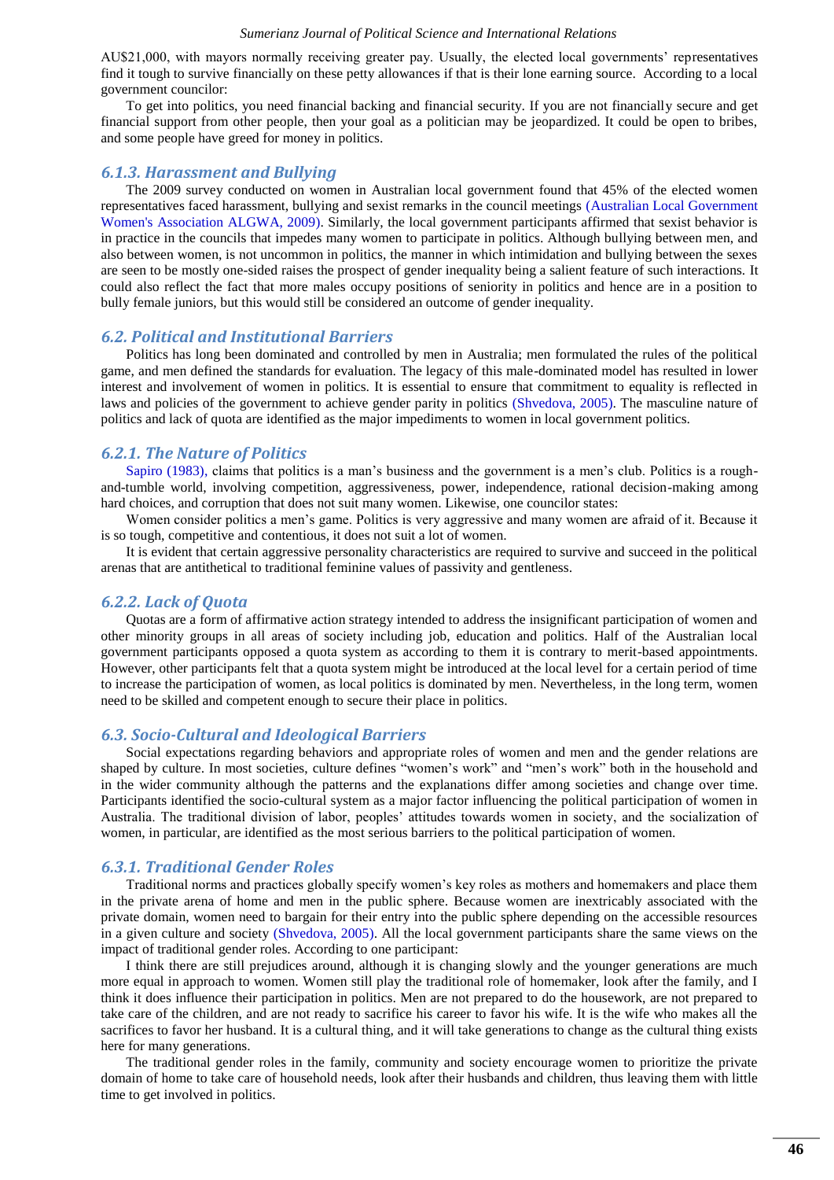AU$21,000, with mayors normally receiving greater pay. Usually, the elected local governments' representatives find it tough to survive financially on these petty allowances if that is their lone earning source. According to a local government councilor:

To get into politics, you need financial backing and financial security. If you are not financially secure and get financial support from other people, then your goal as a politician may be jeopardized. It could be open to bribes, and some people have greed for money in politics.

### 6.1.3. Harassment and Bullying

The 2009 survey conducted on women in Australian local government found that 45% of the elected women representatives faced harassment, bullying and sexist remarks in the council meetings (Australian Local Government Women's Association ALGWA, 2009). Similarly, the local government participants affirmed that sexist behavior is in practice in the councils that impedes many women to participate in politics. Although bullying between men, and also between women, is not uncommon in politics, the manner in which intimidation and bullying between the sexes are seen to be mostly one-sided raises the prospect of gender inequality being a salient feature of such interactions. It could also reflect the fact that more males occupy positions of seniority in politics and hence are in a position to bully female juniors, but this would still be considered an outcome of gender inequality.

## 6.2. Political and Institutional Barriers

Politics has long been dominated and controlled by men in Australia; men formulated the rules of the political game, and men defined the standards for evaluation. The legacy of this male-dominated model has resulted in lower interest and involvement of women in politics. It is essential to ensure that commitment to equality is reflected in laws and policies of the government to achieve gender parity in politics (Shvedova, 2005). The masculine nature of politics and lack of quota are identified as the major impediments to women in local government politics.

### 6.2.1. The Nature of Politics

Sapiro (1983), claims that politics is a man's business and the government is a men's club. Politics is a rough-and-tumble world, involving competition, aggressiveness, power, independence, rational decision-making among hard choices, and corruption that does not suit many women. Likewise, one councilor states:

Women consider politics a men's game. Politics is very aggressive and many women are afraid of it. Because it is so tough, competitive and contentious, it does not suit a lot of women.

It is evident that certain aggressive personality characteristics are required to survive and succeed in the political arenas that are antithetical to traditional feminine values of passivity and gentleness.

### 6.2.2. Lack of Quota

Quotas are a form of affirmative action strategy intended to address the insignificant participation of women and other minority groups in all areas of society including job, education and politics. Half of the Australian local government participants opposed a quota system as according to them it is contrary to merit-based appointments. However, other participants felt that a quota system might be introduced at the local level for a certain period of time to increase the participation of women, as local politics is dominated by men. Nevertheless, in the long term, women need to be skilled and competent enough to secure their place in politics.

## 6.3. Socio-Cultural and Ideological Barriers

Social expectations regarding behaviors and appropriate roles of women and men and the gender relations are shaped by culture. In most societies, culture defines "women's work" and "men's work" both in the household and in the wider community although the patterns and the explanations differ among societies and change over time. Participants identified the socio-cultural system as a major factor influencing the political participation of women in Australia. The traditional division of labor, peoples' attitudes towards women in society, and the socialization of women, in particular, are identified as the most serious barriers to the political participation of women.

### 6.3.1. Traditional Gender Roles

Traditional norms and practices globally specify women's key roles as mothers and homemakers and place them in the private arena of home and men in the public sphere. Because women are inextricably associated with the private domain, women need to bargain for their entry into the public sphere depending on the accessible resources in a given culture and society (Shvedova, 2005). All the local government participants share the same views on the impact of traditional gender roles. According to one participant:

I think there are still prejudices around, although it is changing slowly and the younger generations are much more equal in approach to women. Women still play the traditional role of homemaker, look after the family, and I think it does influence their participation in politics. Men are not prepared to do the housework, are not prepared to take care of the children, and are not ready to sacrifice his career to favor his wife. It is the wife who makes all the sacrifices to favor her husband. It is a cultural thing, and it will take generations to change as the cultural thing exists here for many generations.

The traditional gender roles in the family, community and society encourage women to prioritize the private domain of home to take care of household needs, look after their husbands and children, thus leaving them with little time to get involved in politics.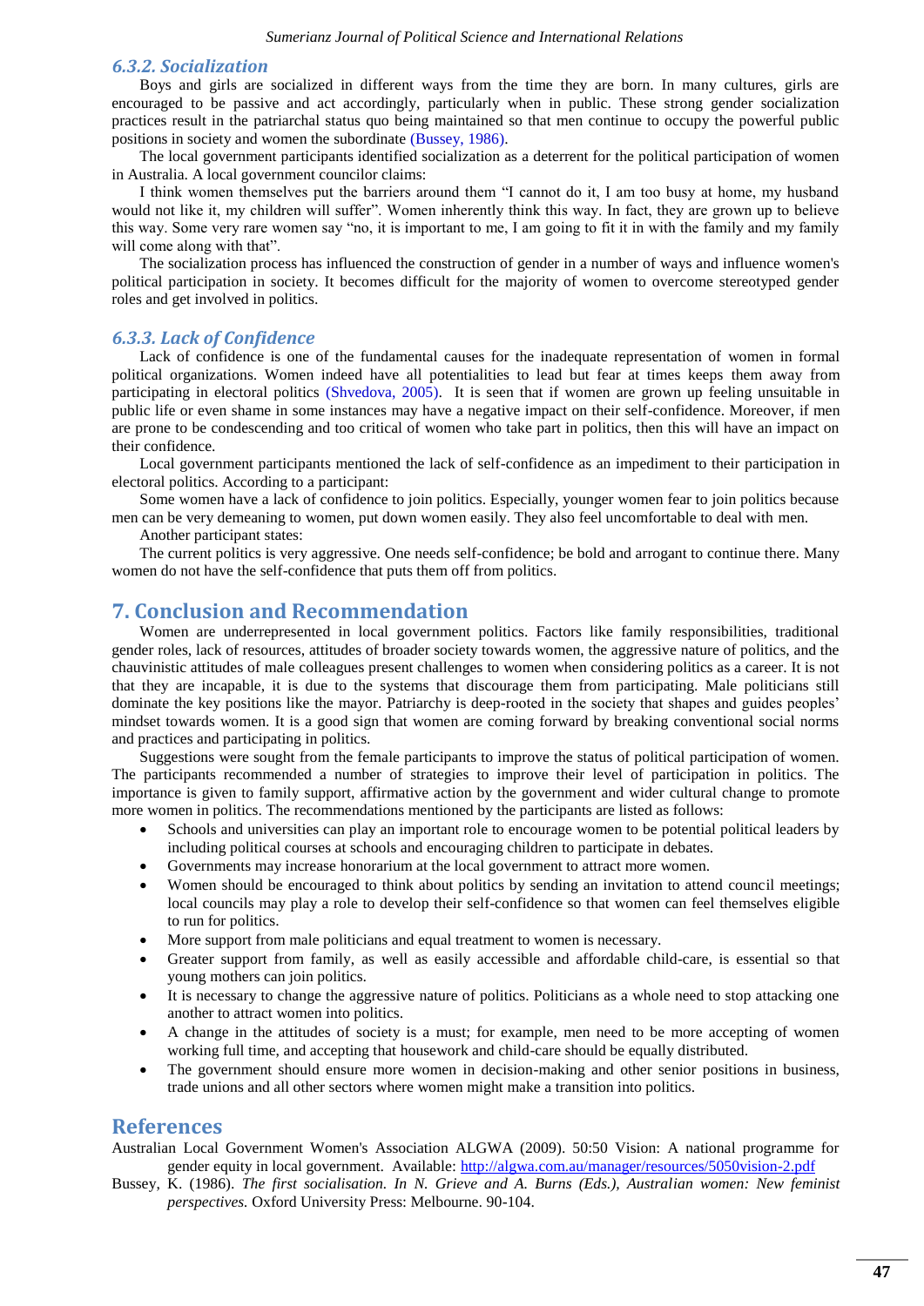### 6.3.2. Socialization

Boys and girls are socialized in different ways from the time they are born. In many cultures, girls are encouraged to be passive and act accordingly, particularly when in public. These strong gender socialization practices result in the patriarchal status quo being maintained so that men continue to occupy the powerful public positions in society and women the subordinate (Bussey, 1986).

The local government participants identified socialization as a deterrent for the political participation of women in Australia. A local government councilor claims:

I think women themselves put the barriers around them "I cannot do it, I am too busy at home, my husband would not like it, my children will suffer". Women inherently think this way. In fact, they are grown up to believe this way. Some very rare women say "no, it is important to me, I am going to fit it in with the family and my family will come along with that".

The socialization process has influenced the construction of gender in a number of ways and influence women's political participation in society. It becomes difficult for the majority of women to overcome stereotyped gender roles and get involved in politics.

### 6.3.3. Lack of Confidence

Lack of confidence is one of the fundamental causes for the inadequate representation of women in formal political organizations. Women indeed have all potentialities to lead but fear at times keeps them away from participating in electoral politics (Shvedova, 2005). It is seen that if women are grown up feeling unsuitable in public life or even shame in some instances may have a negative impact on their self-confidence. Moreover, if men are prone to be condescending and too critical of women who take part in politics, then this will have an impact on their confidence.

Local government participants mentioned the lack of self-confidence as an impediment to their participation in electoral politics. According to a participant:

Some women have a lack of confidence to join politics. Especially, younger women fear to join politics because men can be very demeaning to women, put down women easily. They also feel uncomfortable to deal with men.

Another participant states:

The current politics is very aggressive. One needs self-confidence; be bold and arrogant to continue there. Many women do not have the self-confidence that puts them off from politics.

## 7. Conclusion and Recommendation

Women are underrepresented in local government politics. Factors like family responsibilities, traditional gender roles, lack of resources, attitudes of broader society towards women, the aggressive nature of politics, and the chauvinistic attitudes of male colleagues present challenges to women when considering politics as a career. It is not that they are incapable, it is due to the systems that discourage them from participating. Male politicians still dominate the key positions like the mayor. Patriarchy is deep-rooted in the society that shapes and guides peoples' mindset towards women. It is a good sign that women are coming forward by breaking conventional social norms and practices and participating in politics.

Suggestions were sought from the female participants to improve the status of political participation of women. The participants recommended a number of strategies to improve their level of participation in politics. The importance is given to family support, affirmative action by the government and wider cultural change to promote more women in politics. The recommendations mentioned by the participants are listed as follows:

- Schools and universities can play an important role to encourage women to be potential political leaders by including political courses at schools and encouraging children to participate in debates.
- Governments may increase honorarium at the local government to attract more women.
- Women should be encouraged to think about politics by sending an invitation to attend council meetings; local councils may play a role to develop their self-confidence so that women can feel themselves eligible to run for politics.
- More support from male politicians and equal treatment to women is necessary.
- Greater support from family, as well as easily accessible and affordable child-care, is essential so that young mothers can join politics.
- It is necessary to change the aggressive nature of politics. Politicians as a whole need to stop attacking one another to attract women into politics.
- A change in the attitudes of society is a must; for example, men need to be more accepting of women working full time, and accepting that housework and child-care should be equally distributed.
- The government should ensure more women in decision-making and other senior positions in business, trade unions and all other sectors where women might make a transition into politics.

## References

Australian Local Government Women's Association ALGWA (2009). 50:50 Vision: A national programme for gender equity in local government. Available: http://algwa.com.au/manager/resources/5050vision-2.pdf

Bussey, K. (1986). *The first socialisation. In N. Grieve and A. Burns (Eds.), Australian women: New feminist perspectives.* Oxford University Press: Melbourne. 90-104.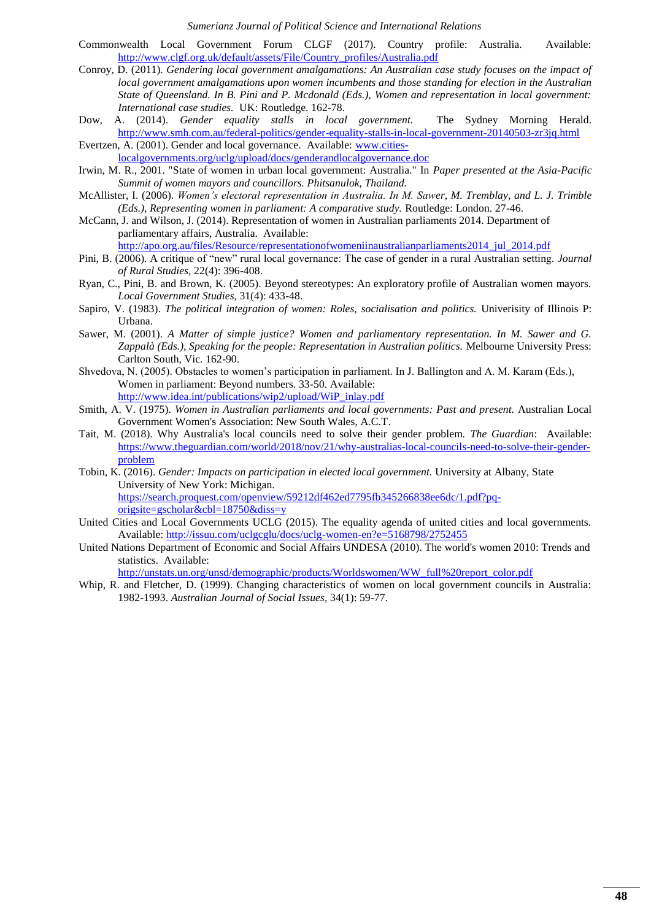Commonwealth Local Government Forum CLGF (2017). Country profile: Australia. Available: http://www.clgf.org.uk/default/assets/File/Country_profiles/Australia.pdf

Conroy, D. (2011). *Gendering local government amalgamations: An Australian case study focuses on the impact of local government amalgamations upon women incumbents and those standing for election in the Australian State of Queensland. In B. Pini and P. Mcdonald (Eds.), Women and representation in local government: International case studies.* UK: Routledge. 162-78.

Dow, A. (2014). *Gender equality stalls in local government.* The Sydney Morning Herald. http://www.smh.com.au/federal-politics/gender-equality-stalls-in-local-government-20140503-zr3jq.html

Evertzen, A. (2001). Gender and local governance. Available: www.cities-localgovernments.org/uclg/upload/docs/genderandlocalgovernance.doc

Irwin, M. R., 2001. "State of women in urban local government: Australia." In *Paper presented at the Asia-Pacific Summit of women mayors and councillors. Phitsanulok, Thailand.*

McAllister, I. (2006). *Women's electoral representation in Australia. In M. Sawer, M. Tremblay, and L. J. Trimble (Eds.), Representing women in parliament: A comparative study.* Routledge: London. 27-46.

McCann, J. and Wilson, J. (2014). Representation of women in Australian parliaments 2014. Department of parliamentary affairs, Australia. Available: http://apo.org.au/files/Resource/representationofwomeniinaustralianparliaments2014_jul_2014.pdf

Pini, B. (2006). A critique of "new" rural local governance: The case of gender in a rural Australian setting. *Journal of Rural Studies*, 22(4): 396-408.

Ryan, C., Pini, B. and Brown, K. (2005). Beyond stereotypes: An exploratory profile of Australian women mayors. *Local Government Studies*, 31(4): 433-48.

Sapiro, V. (1983). *The political integration of women: Roles, socialisation and politics.* Univerisity of Illinois P: Urbana.

Sawer, M. (2001). *A Matter of simple justice? Women and parliamentary representation. In M. Sawer and G. Zappalà (Eds.), Speaking for the people: Representation in Australian politics.* Melbourne University Press: Carlton South, Vic. 162-90.

Shvedova, N. (2005). Obstacles to women's participation in parliament. In J. Ballington and A. M. Karam (Eds.), Women in parliament: Beyond numbers. 33-50. Available: http://www.idea.int/publications/wip2/upload/WiP_inlay.pdf

Smith, A. V. (1975). *Women in Australian parliaments and local governments: Past and present.* Australian Local Government Women's Association: New South Wales, A.C.T.

Tait, M. (2018). Why Australia's local councils need to solve their gender problem. *The Guardian*: Available: https://www.theguardian.com/world/2018/nov/21/why-australias-local-councils-need-to-solve-their-gender-problem

Tobin, K. (2016). *Gender: Impacts on participation in elected local government.* University at Albany, State University of New York: Michigan. https://search.proquest.com/openview/59212df462ed7795fb345266838ee6dc/1.pdf?pq-origsite=gscholar&cbl=18750&diss=y

United Cities and Local Governments UCLG (2015). The equality agenda of united cities and local governments. Available: http://issuu.com/uclgcglu/docs/uclg-women-en?e=5168798/2752455

United Nations Department of Economic and Social Affairs UNDESA (2010). The world's women 2010: Trends and statistics. Available: http://unstats.un.org/unsd/demographic/products/Worldswomen/WW_full%20report_color.pdf

Whip, R. and Fletcher, D. (1999). Changing characteristics of women on local government councils in Australia: 1982-1993. *Australian Journal of Social Issues*, 34(1): 59-77.